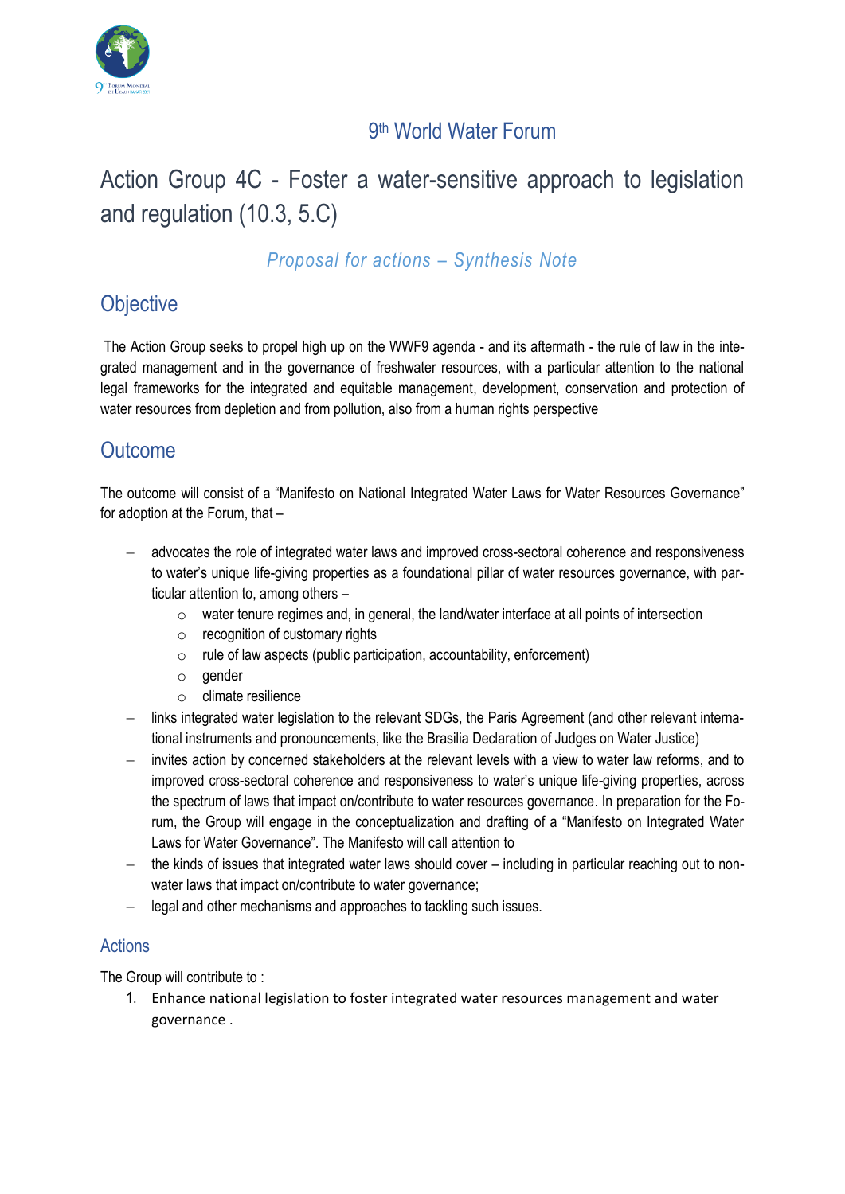## 9th World Water Forum

# Action Group 4C - Foster a water-sensitive approach to legislation and regulation (10.3, 5.C)

*Proposal for actions – Synthesis Note*

## Objective

The Action Group seeks to propel high up on the WWF9 agenda - and its aftermath - the rule of law in the integrated management and in the governance of freshwater resources, with a particular attention to the national legal frameworks for the integrated and equitable management, development, conservation and protection of water resources from depletion and from pollution, also from a human rights perspective

## Outcome

The outcome will consist of a "Manifesto on National Integrated Water Laws for Water Resources Governance" for adoption at the Forum, that –

- advocates the role of integrated water laws and improved cross-sectoral coherence and responsiveness to water's unique life-giving properties as a foundational pillar of water resources governance, with particular attention to, among others –
  - water tenure regimes and, in general, the land/water interface at all points of intersection
  - recognition of customary rights
  - rule of law aspects (public participation, accountability, enforcement)
  - gender
  - climate resilience
- links integrated water legislation to the relevant SDGs, the Paris Agreement (and other relevant international instruments and pronouncements, like the Brasilia Declaration of Judges on Water Justice)
- invites action by concerned stakeholders at the relevant levels with a view to water law reforms, and to improved cross-sectoral coherence and responsiveness to water's unique life-giving properties, across the spectrum of laws that impact on/contribute to water resources governance. In preparation for the Forum, the Group will engage in the conceptualization and drafting of a "Manifesto on Integrated Water Laws for Water Governance". The Manifesto will call attention to
- the kinds of issues that integrated water laws should cover – including in particular reaching out to non-water laws that impact on/contribute to water governance;
- legal and other mechanisms and approaches to tackling such issues.

### Actions

The Group will contribute to :

1. Enhance national legislation to foster integrated water resources management and water governance .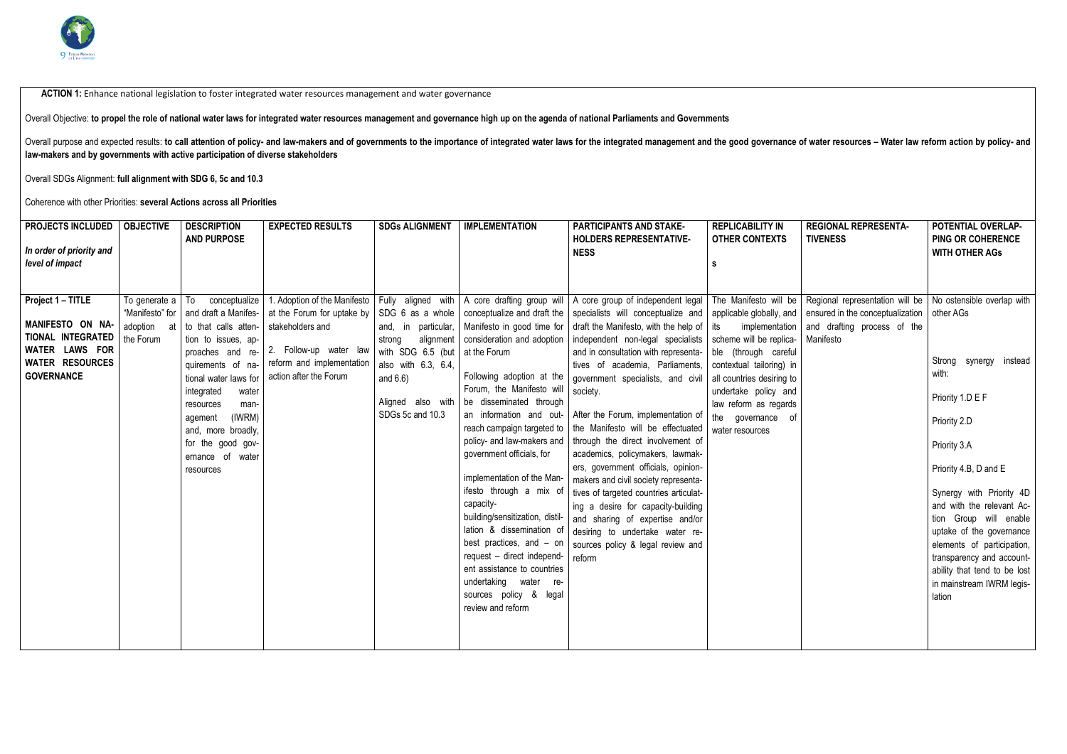**ACTION 1:** Enhance national legislation to foster integrated water resources management and water governance

Overall Objective: **to propel the role of national water laws for integrated water resources management and governance high up on the agenda of national Parliaments and Governments**

Overall purpose and expected results: **to call attention of policy- and law-makers and of governments to the importance of integrated water laws for the integrated management and the good governance of water resources – Water law reform action by policy- and law-makers and by governments with active participation of diverse stakeholders**

Overall SDGs Alignment: **full alignment with SDG 6, 5c and 10.3**

Coherence with other Priorities: **several Actions across all Priorities**

| **PROJECTS INCLUDED** *In order of priority and level of impact* | **OBJECTIVE** | **DESCRIPTION AND PURPOSE** | **EXPECTED RESULTS** | **SDGs ALIGNMENT** | **IMPLEMENTATION** | **PARTICIPANTS AND STAKEHOLDERS REPRESENTATIVENESS** | **REPLICABILITY IN OTHER CONTEXTS** | **REGIONAL REPRESENTATIVENESS** | **POTENTIAL OVERLAPPING OR COHERENCE WITH OTHER AGs** |
|---|---|---|---|---|---|---|---|---|---|
| **Project 1 – TITLE** **MANIFESTO ON NATIONAL INTEGRATED WATER LAWS FOR WATER RESOURCES GOVERNANCE** | To generate a "Manifesto" for adoption at the Forum | To conceptualize and draft a Manifesto that calls attention to issues, approaches and requirements of national water laws for integrated water resources management (IWRM) and, more broadly, for the good governance of water resources | 1. Adoption of the Manifesto at the Forum for uptake by stakeholders and 2. Follow-up water law reform and implementation action after the Forum | Fully aligned with SDG 6 as a whole and, in particular, strong alignment with SDG 6.5 (but also with 6.3, 6.4, and 6.6) Aligned also with SDGs 5c and 10.3 | A core drafting group will conceptualize and draft the Manifesto in good time for consideration and adoption at the Forum Following adoption at the Forum, the Manifesto will be disseminated through an information and outreach campaign targeted to policy- and law-makers and government officials, for implementation of the Manifesto through a mix of capacity-building/sensitization, distillation & dissemination of best practices, and – on request – direct independent assistance to countries undertaking water resources policy & legal review and reform | A core group of independent legal specialists will conceptualize and draft the Manifesto, with the help of independent non-legal specialists and in consultation with representatives of academia, Parliaments, government specialists, and civil society. After the Forum, implementation of the Manifesto will be effectuated through the direct involvement of academics, policymakers, lawmakers, government officials, opinion-makers and civil society representatives of targeted countries articulating a desire for capacity-building and sharing of expertise and/or desiring to undertake water resources policy & legal review and reform | The Manifesto will be applicable globally, and its implementation scheme will be replicable (through careful contextual tailoring) in all countries desiring to undertake policy and law reform as regards the governance of water resources | Regional representation will be ensured in the conceptualization and drafting process of the Manifesto | No ostensible overlap with other AGs Strong synergy instead with: Priority 1.D E F Priority 2.D Priority 3.A Priority 4.B, D and E Synergy with Priority 4D and with the relevant Action Group will enable uptake of the governance elements of participation, transparency and accountability that tend to be lost in mainstream IWRM legislation |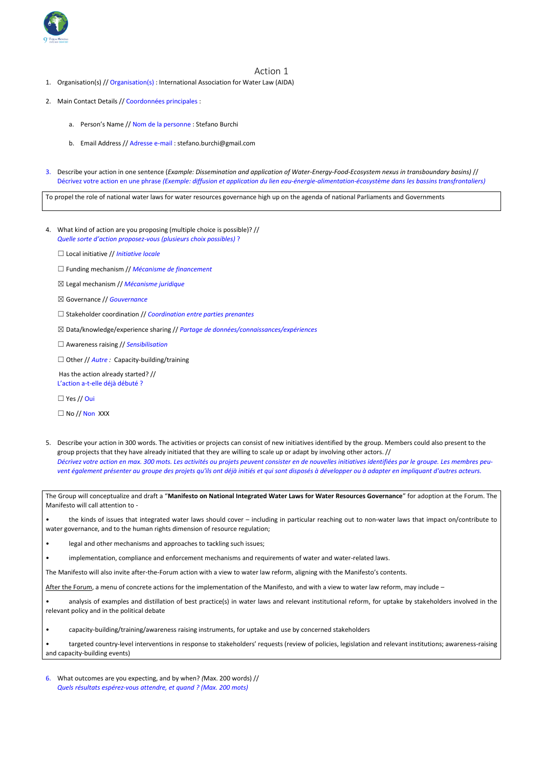# Action 1

1. Organisation(s) // *Organisation(s)* : International Association for Water Law (AIDA)

2. Main Contact Details // *Coordonnées principales* :

   a. Person's Name // *Nom de la personne* : Stefano Burchi

   b. Email Address // *Adresse e-mail* : stefano.burchi@gmail.com

3. Describe your action in one sentence (*Example: Dissemination and application of Water-Energy-Food-Ecosystem nexus in transboundary basins)* // Décrivez votre action en une phrase *(Exemple: diffusion et application du lien eau-énergie-alimentation-écosystème dans les bassins transfrontaliers)*

| To propel the role of national water laws for water resources governance high up on the agenda of national Parliaments and Governments |
|---|

4. What kind of action are you proposing (multiple choice is possible)? // *Quelle sorte d'action proposez-vous (plusieurs choix possibles) ?*

☐ Local initiative // *Initiative locale*

☐ Funding mechanism // *Mécanisme de financement*

☒ Legal mechanism // *Mécanisme juridique*

☒ Governance // *Gouvernance*

☐ Stakeholder coordination // *Coordination entre parties prenantes*

☒ Data/knowledge/experience sharing // *Partage de données/connaissances/expériences*

☐ Awareness raising // *Sensibilisation*

☐ Other // *Autre :* Capacity-building/training

Has the action already started? // L'action a-t-elle déjà débuté ?

☐ Yes // Oui

☐ No // Non XXX

5. Describe your action in 300 words. The activities or projects can consist of new initiatives identified by the group. Members could also present to the group projects that they have already initiated that they are willing to scale up or adapt by involving other actors. // *Décrivez votre action en max. 300 mots. Les activités ou projets peuvent consister en de nouvelles initiatives identifiées par le groupe. Les membres peu-vent également présenter au groupe des projets qu'ils ont déjà initiés et qui sont disposés à développer ou à adapter en impliquant d'autres acteurs.*

The Group will conceptualize and draft a "**Manifesto on National Integrated Water Laws for Water Resources Governance**" for adoption at the Forum. The Manifesto will call attention to -

- the kinds of issues that integrated water laws should cover – including in particular reaching out to non-water laws that impact on/contribute to water governance, and to the human rights dimension of resource regulation;
- legal and other mechanisms and approaches to tackling such issues;
- implementation, compliance and enforcement mechanisms and requirements of water and water-related laws.

The Manifesto will also invite after-the-Forum action with a view to water law reform, aligning with the Manifesto's contents.

After the Forum, a menu of concrete actions for the implementation of the Manifesto, and with a view to water law reform, may include –

- analysis of examples and distillation of best practice(s) in water laws and relevant institutional reform, for uptake by stakeholders involved in the relevant policy and in the political debate
- capacity-building/training/awareness raising instruments, for uptake and use by concerned stakeholders
- targeted country-level interventions in response to stakeholders' requests (review of policies, legislation and relevant institutions; awareness-raising and capacity-building events)

6. What outcomes are you expecting, and by when? *(*Max. 200 words) // *Quels résultats espérez-vous attendre, et quand ? (Max. 200 mots)*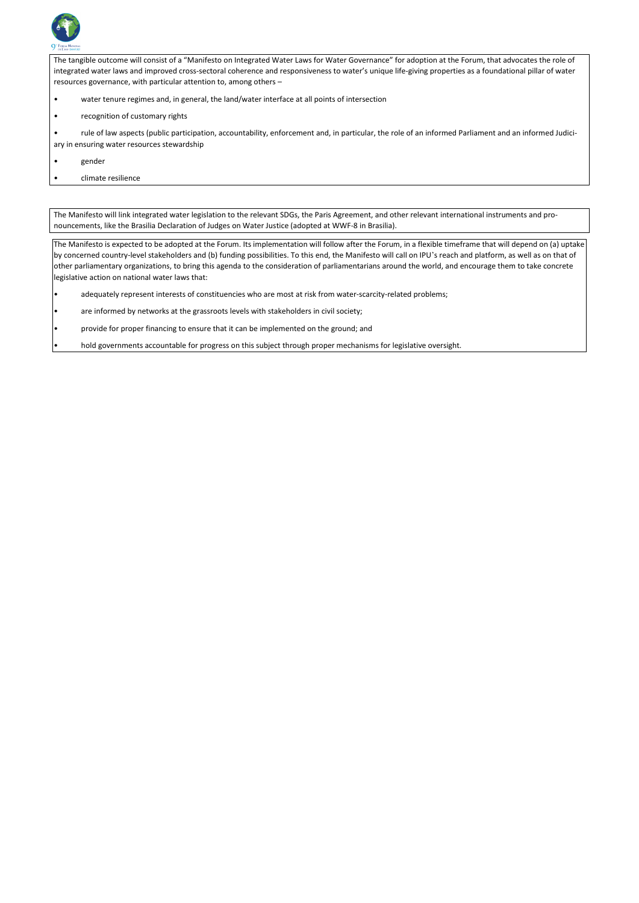The tangible outcome will consist of a "Manifesto on Integrated Water Laws for Water Governance" for adoption at the Forum, that advocates the role of integrated water laws and improved cross-sectoral coherence and responsiveness to water's unique life-giving properties as a foundational pillar of water resources governance, with particular attention to, among others –

- water tenure regimes and, in general, the land/water interface at all points of intersection
- recognition of customary rights
- rule of law aspects (public participation, accountability, enforcement and, in particular, the role of an informed Parliament and an informed Judiciary in ensuring water resources stewardship
- gender
- climate resilience

The Manifesto will link integrated water legislation to the relevant SDGs, the Paris Agreement, and other relevant international instruments and pronouncements, like the Brasilia Declaration of Judges on Water Justice (adopted at WWF-8 in Brasilia).

The Manifesto is expected to be adopted at the Forum. Its implementation will follow after the Forum, in a flexible timeframe that will depend on (a) uptake by concerned country-level stakeholders and (b) funding possibilities. To this end, the Manifesto will call on IPU's reach and platform, as well as on that of other parliamentary organizations, to bring this agenda to the consideration of parliamentarians around the world, and encourage them to take concrete legislative action on national water laws that:

- adequately represent interests of constituencies who are most at risk from water-scarcity-related problems;
- are informed by networks at the grassroots levels with stakeholders in civil society;
- provide for proper financing to ensure that it can be implemented on the ground; and
- hold governments accountable for progress on this subject through proper mechanisms for legislative oversight.